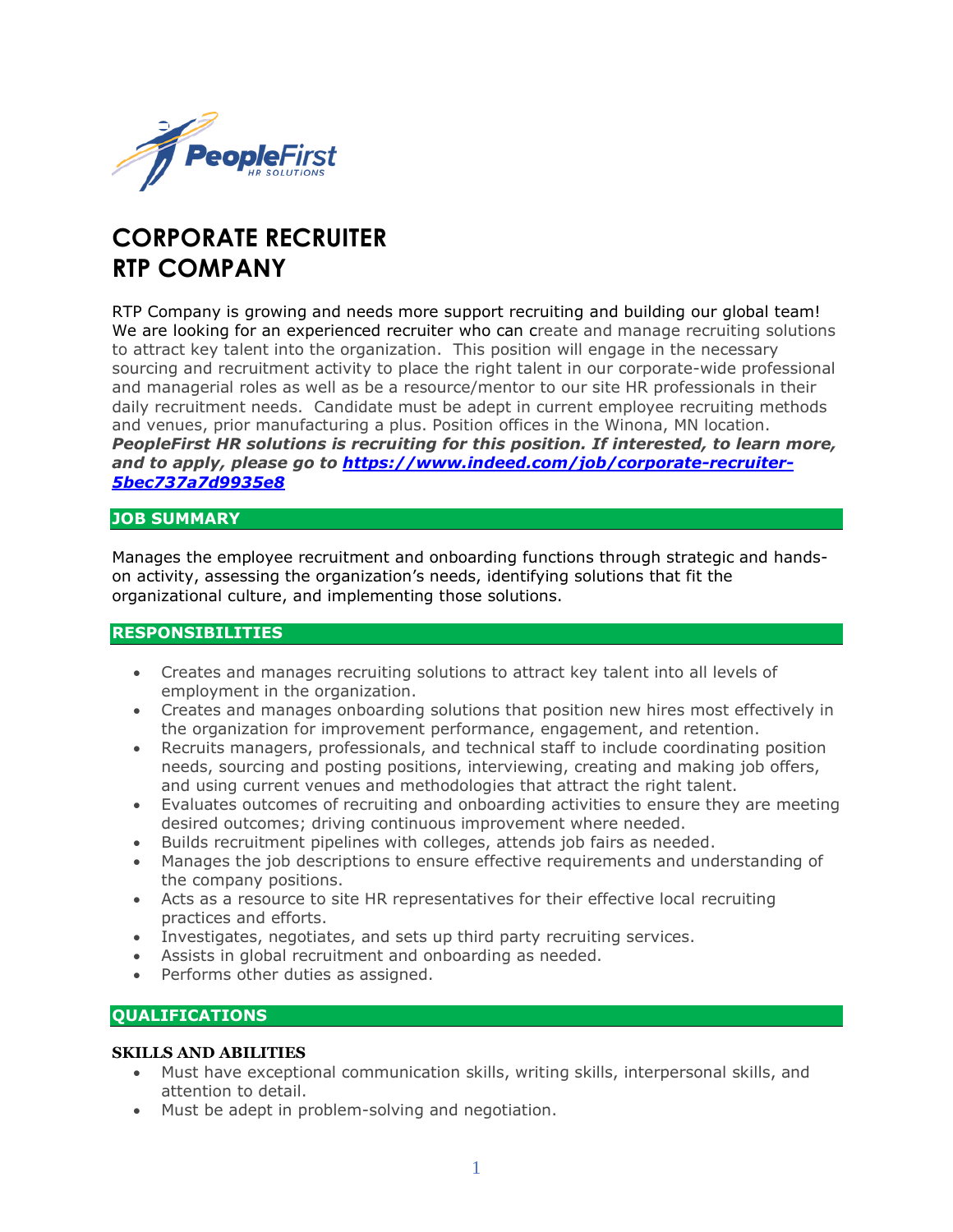# CORPORATE RECRUITER
# RTP COMPANY

RTP Company is growing and needs more support recruiting and building our global team! We are looking for an experienced recruiter who can create and manage recruiting solutions to attract key talent into the organization. This position will engage in the necessary sourcing and recruitment activity to place the right talent in our corporate-wide professional and managerial roles as well as be a resource/mentor to our site HR professionals in their daily recruitment needs. Candidate must be adept in current employee recruiting methods and venues, prior manufacturing a plus. Position offices in the Winona, MN location. ***PeopleFirst HR solutions is recruiting for this position. If interested, to learn more, and to apply, please go to [https://www.indeed.com/job/corporate-recruiter-5bec737a7d9935e8](https://www.indeed.com/job/corporate-recruiter-5bec737a7d9935e8)***

## JOB SUMMARY

Manages the employee recruitment and onboarding functions through strategic and hands-on activity, assessing the organization's needs, identifying solutions that fit the organizational culture, and implementing those solutions.

## RESPONSIBILITIES

- Creates and manages recruiting solutions to attract key talent into all levels of employment in the organization.
- Creates and manages onboarding solutions that position new hires most effectively in the organization for improvement performance, engagement, and retention.
- Recruits managers, professionals, and technical staff to include coordinating position needs, sourcing and posting positions, interviewing, creating and making job offers, and using current venues and methodologies that attract the right talent.
- Evaluates outcomes of recruiting and onboarding activities to ensure they are meeting desired outcomes; driving continuous improvement where needed.
- Builds recruitment pipelines with colleges, attends job fairs as needed.
- Manages the job descriptions to ensure effective requirements and understanding of the company positions.
- Acts as a resource to site HR representatives for their effective local recruiting practices and efforts.
- Investigates, negotiates, and sets up third party recruiting services.
- Assists in global recruitment and onboarding as needed.
- Performs other duties as assigned.

## QUALIFICATIONS

### SKILLS AND ABILITIES

- Must have exceptional communication skills, writing skills, interpersonal skills, and attention to detail.
- Must be adept in problem-solving and negotiation.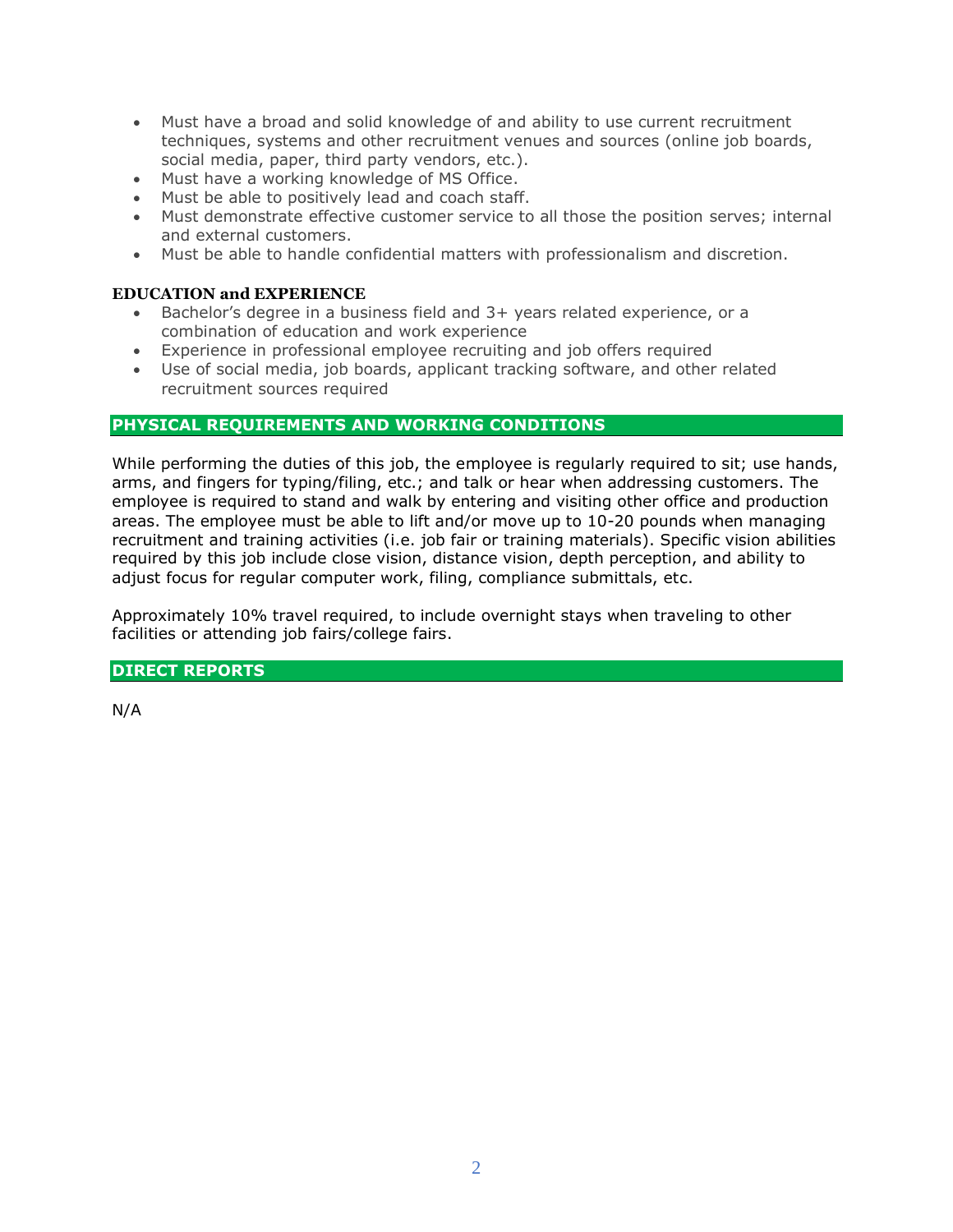- Must have a broad and solid knowledge of and ability to use current recruitment techniques, systems and other recruitment venues and sources (online job boards, social media, paper, third party vendors, etc.).
- Must have a working knowledge of MS Office.
- Must be able to positively lead and coach staff.
- Must demonstrate effective customer service to all those the position serves; internal and external customers.
- Must be able to handle confidential matters with professionalism and discretion.

**EDUCATION and EXPERIENCE**

- Bachelor's degree in a business field and 3+ years related experience, or a combination of education and work experience
- Experience in professional employee recruiting and job offers required
- Use of social media, job boards, applicant tracking software, and other related recruitment sources required

## PHYSICAL REQUIREMENTS AND WORKING CONDITIONS

While performing the duties of this job, the employee is regularly required to sit; use hands, arms, and fingers for typing/filing, etc.; and talk or hear when addressing customers. The employee is required to stand and walk by entering and visiting other office and production areas. The employee must be able to lift and/or move up to 10-20 pounds when managing recruitment and training activities (i.e. job fair or training materials). Specific vision abilities required by this job include close vision, distance vision, depth perception, and ability to adjust focus for regular computer work, filing, compliance submittals, etc.

Approximately 10% travel required, to include overnight stays when traveling to other facilities or attending job fairs/college fairs.

## DIRECT REPORTS

N/A